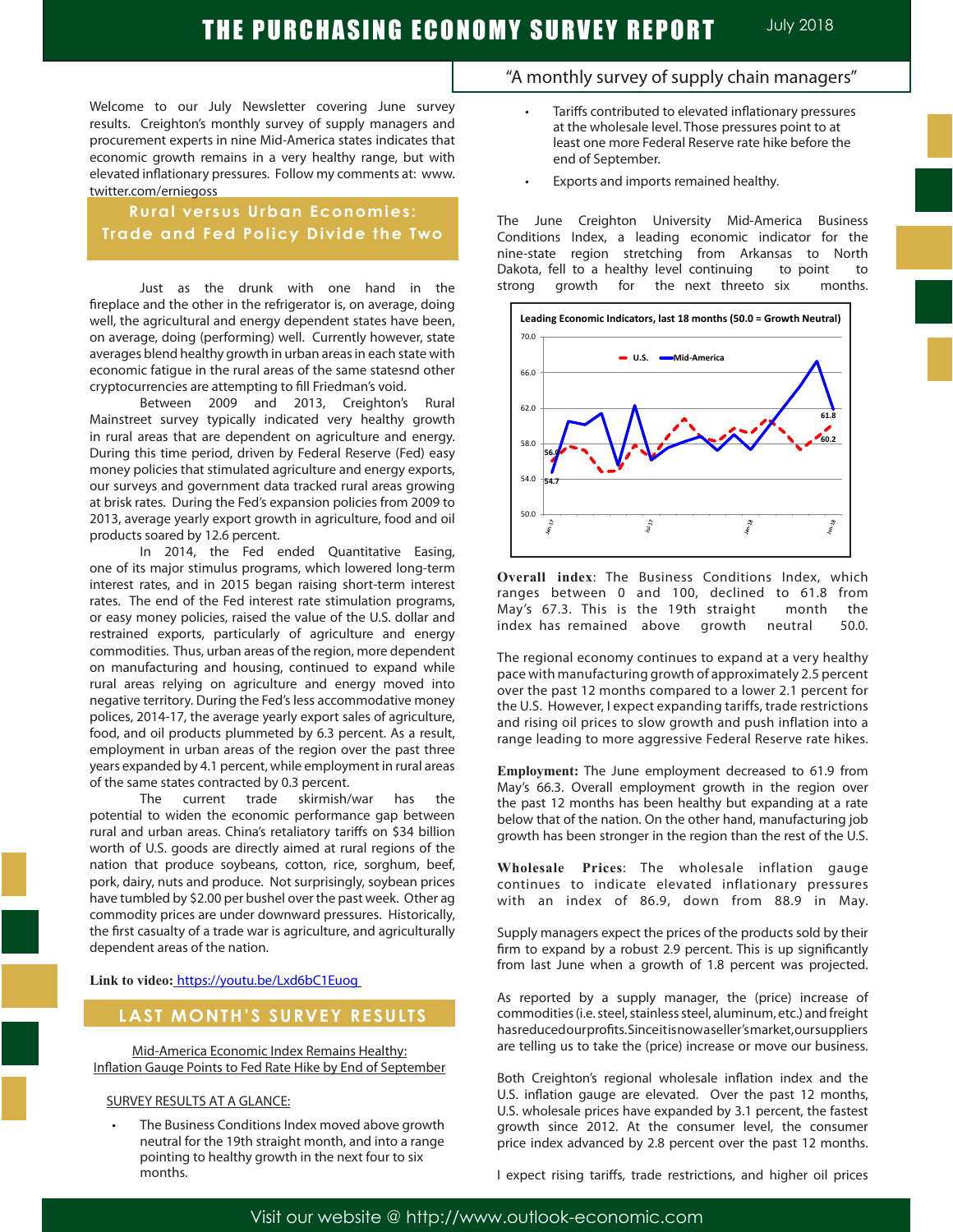# THE PURCHASING ECONOMY SURVEY REPORT

July 2018

"A monthly survey of supply chain managers"

Welcome to our July Newsletter covering June survey results. Creighton's monthly survey of supply managers and procurement experts in nine Mid-America states indicates that economic growth remains in a very healthy range, but with elevated inflationary pressures. Follow my comments at: www.twitter.com/erniegoss

## Rural versus Urban Economies: Trade and Fed Policy Divide the Two

Just as the drunk with one hand in the fireplace and the other in the refrigerator is, on average, doing well, the agricultural and energy dependent states have been, on average, doing (performing) well. Currently however, state averages blend healthy growth in urban areas in each state with economic fatigue in the rural areas of the same statesnd other cryptocurrencies are attempting to fill Friedman's void.

Between 2009 and 2013, Creighton's Rural Mainstreet survey typically indicated very healthy growth in rural areas that are dependent on agriculture and energy. During this time period, driven by Federal Reserve (Fed) easy money policies that stimulated agriculture and energy exports, our surveys and government data tracked rural areas growing at brisk rates. During the Fed's expansion policies from 2009 to 2013, average yearly export growth in agriculture, food and oil products soared by 12.6 percent.

In 2014, the Fed ended Quantitative Easing, one of its major stimulus programs, which lowered long-term interest rates, and in 2015 began raising short-term interest rates. The end of the Fed interest rate stimulation programs, or easy money policies, raised the value of the U.S. dollar and restrained exports, particularly of agriculture and energy commodities. Thus, urban areas of the region, more dependent on manufacturing and housing, continued to expand while rural areas relying on agriculture and energy moved into negative territory. During the Fed's less accommodative money polices, 2014-17, the average yearly export sales of agriculture, food, and oil products plummeted by 6.3 percent. As a result, employment in urban areas of the region over the past three years expanded by 4.1 percent, while employment in rural areas of the same states contracted by 0.3 percent.

The current trade skirmish/war has the potential to widen the economic performance gap between rural and urban areas. China's retaliatory tariffs on $34 billion worth of U.S. goods are directly aimed at rural regions of the nation that produce soybeans, cotton, rice, sorghum, beef, pork, dairy, nuts and produce. Not surprisingly, soybean prices have tumbled by $2.00 per bushel over the past week. Other ag commodity prices are under downward pressures. Historically, the first casualty of a trade war is agriculture, and agriculturally dependent areas of the nation.

**Link to video:** https://youtu.be/Lxd6bC1Euog

## LAST MONTH'S SURVEY RESULTS

Mid-America Economic Index Remains Healthy:
Inflation Gauge Points to Fed Rate Hike by End of September

SURVEY RESULTS AT A GLANCE:

- The Business Conditions Index moved above growth neutral for the 19th straight month, and into a range pointing to healthy growth in the next four to six months.
- Tariffs contributed to elevated inflationary pressures at the wholesale level. Those pressures point to at least one more Federal Reserve rate hike before the end of September.
- Exports and imports remained healthy.

The June Creighton University Mid-America Business Conditions Index, a leading economic indicator for the nine-state region stretching from Arkansas to North Dakota, fell to a healthy level continuing to point to strong growth for the next threeto six months.

**Leading Economic Indicators, last 18 months (50.0 = Growth Neutral)**

Legend: U.S. (dashed), Mid-America (solid). Y-axis: 50.0–70.0. X-axis: Jan-17, Jul-17, Jan-18, Jun-18. Labeled values: U.S. 56.0 (start), 60.2 (end); Mid-America 54.7 (start), 61.8 (end).

**Overall index**: The Business Conditions Index, which ranges between 0 and 100, declined to 61.8 from May's 67.3. This is the 19th straight month the index has remained above growth neutral 50.0.

The regional economy continues to expand at a very healthy pace with manufacturing growth of approximately 2.5 percent over the past 12 months compared to a lower 2.1 percent for the U.S. However, I expect expanding tariffs, trade restrictions and rising oil prices to slow growth and push inflation into a range leading to more aggressive Federal Reserve rate hikes.

**Employment:** The June employment decreased to 61.9 from May's 66.3. Overall employment growth in the region over the past 12 months has been healthy but expanding at a rate below that of the nation. On the other hand, manufacturing job growth has been stronger in the region than the rest of the U.S.

**Wholesale Prices**: The wholesale inflation gauge continues to indicate elevated inflationary pressures with an index of 86.9, down from 88.9 in May.

Supply managers expect the prices of the products sold by their firm to expand by a robust 2.9 percent. This is up significantly from last June when a growth of 1.8 percent was projected.

As reported by a supply manager, the (price) increase of commodities (i.e. steel, stainless steel, aluminum, etc.) and freight hasreducedourprofits.Sinceitisnowaseller'smarket,oursuppliers are telling us to take the (price) increase or move our business.

Both Creighton's regional wholesale inflation index and the U.S. inflation gauge are elevated. Over the past 12 months, U.S. wholesale prices have expanded by 3.1 percent, the fastest growth since 2012. At the consumer level, the consumer price index advanced by 2.8 percent over the past 12 months.

I expect rising tariffs, trade restrictions, and higher oil prices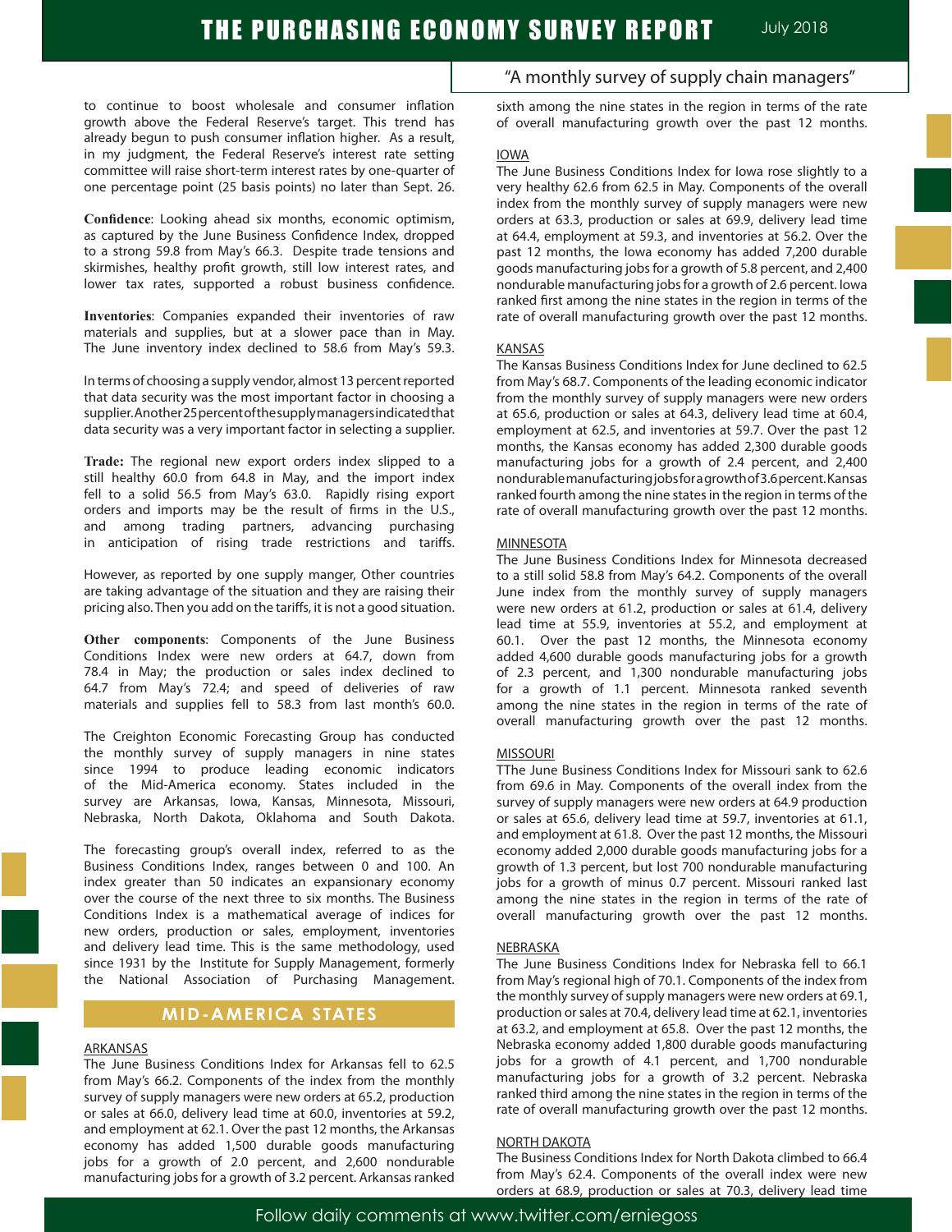to continue to boost wholesale and consumer inflation growth above the Federal Reserve's target. This trend has already begun to push consumer inflation higher. As a result, in my judgment, the Federal Reserve's interest rate setting committee will raise short-term interest rates by one-quarter of one percentage point (25 basis points) no later than Sept. 26.

**Confidence**: Looking ahead six months, economic optimism, as captured by the June Business Confidence Index, dropped to a strong 59.8 from May's 66.3. Despite trade tensions and skirmishes, healthy profit growth, still low interest rates, and lower tax rates, supported a robust business confidence.

**Inventories**: Companies expanded their inventories of raw materials and supplies, but at a slower pace than in May. The June inventory index declined to 58.6 from May's 59.3.

In terms of choosing a supply vendor, almost 13 percent reported that data security was the most important factor in choosing a supplier. Another 25 percent of the supply managers indicated that data security was a very important factor in selecting a supplier.

**Trade:** The regional new export orders index slipped to a still healthy 60.0 from 64.8 in May, and the import index fell to a solid 56.5 from May's 63.0. Rapidly rising export orders and imports may be the result of firms in the U.S., and among trading partners, advancing purchasing in anticipation of rising trade restrictions and tariffs.

However, as reported by one supply manger, Other countries are taking advantage of the situation and they are raising their pricing also. Then you add on the tariffs, it is not a good situation.

**Other components**: Components of the June Business Conditions Index were new orders at 64.7, down from 78.4 in May; the production or sales index declined to 64.7 from May's 72.4; and speed of deliveries of raw materials and supplies fell to 58.3 from last month's 60.0.

The Creighton Economic Forecasting Group has conducted the monthly survey of supply managers in nine states since 1994 to produce leading economic indicators of the Mid-America economy. States included in the survey are Arkansas, Iowa, Kansas, Minnesota, Missouri, Nebraska, North Dakota, Oklahoma and South Dakota.

The forecasting group's overall index, referred to as the Business Conditions Index, ranges between 0 and 100. An index greater than 50 indicates an expansionary economy over the course of the next three to six months. The Business Conditions Index is a mathematical average of indices for new orders, production or sales, employment, inventories and delivery lead time. This is the same methodology, used since 1931 by the Institute for Supply Management, formerly the National Association of Purchasing Management.

## MID-AMERICA STATES

### ARKANSAS

The June Business Conditions Index for Arkansas fell to 62.5 from May's 66.2. Components of the index from the monthly survey of supply managers were new orders at 65.2, production or sales at 66.0, delivery lead time at 60.0, inventories at 59.2, and employment at 62.1. Over the past 12 months, the Arkansas economy has added 1,500 durable goods manufacturing jobs for a growth of 2.0 percent, and 2,600 nondurable manufacturing jobs for a growth of 3.2 percent. Arkansas ranked sixth among the nine states in the region in terms of the rate of overall manufacturing growth over the past 12 months.

### IOWA

The June Business Conditions Index for Iowa rose slightly to a very healthy 62.6 from 62.5 in May. Components of the overall index from the monthly survey of supply managers were new orders at 63.3, production or sales at 69.9, delivery lead time at 64.4, employment at 59.3, and inventories at 56.2. Over the past 12 months, the Iowa economy has added 7,200 durable goods manufacturing jobs for a growth of 5.8 percent, and 2,400 nondurable manufacturing jobs for a growth of 2.6 percent. Iowa ranked first among the nine states in the region in terms of the rate of overall manufacturing growth over the past 12 months.

### KANSAS

The Kansas Business Conditions Index for June declined to 62.5 from May's 68.7. Components of the leading economic indicator from the monthly survey of supply managers were new orders at 65.6, production or sales at 64.3, delivery lead time at 60.4, employment at 62.5, and inventories at 59.7. Over the past 12 months, the Kansas economy has added 2,300 durable goods manufacturing jobs for a growth of 2.4 percent, and 2,400 nondurable manufacturing jobs for a growth of 3.6 percent. Kansas ranked fourth among the nine states in the region in terms of the rate of overall manufacturing growth over the past 12 months.

### MINNESOTA

The June Business Conditions Index for Minnesota decreased to a still solid 58.8 from May's 64.2. Components of the overall June index from the monthly survey of supply managers were new orders at 61.2, production or sales at 61.4, delivery lead time at 55.9, inventories at 55.2, and employment at 60.1. Over the past 12 months, the Minnesota economy added 4,600 durable goods manufacturing jobs for a growth of 2.3 percent, and 1,300 nondurable manufacturing jobs for a growth of 1.1 percent. Minnesota ranked seventh among the nine states in the region in terms of the rate of overall manufacturing growth over the past 12 months.

### MISSOURI

TThe June Business Conditions Index for Missouri sank to 62.6 from 69.6 in May. Components of the overall index from the survey of supply managers were new orders at 64.9 production or sales at 65.6, delivery lead time at 59.7, inventories at 61.1, and employment at 61.8. Over the past 12 months, the Missouri economy added 2,000 durable goods manufacturing jobs for a growth of 1.3 percent, but lost 700 nondurable manufacturing jobs for a growth of minus 0.7 percent. Missouri ranked last among the nine states in the region in terms of the rate of overall manufacturing growth over the past 12 months.

### NEBRASKA

The June Business Conditions Index for Nebraska fell to 66.1 from May's regional high of 70.1. Components of the index from the monthly survey of supply managers were new orders at 69.1, production or sales at 70.4, delivery lead time at 62.1, inventories at 63.2, and employment at 65.8. Over the past 12 months, the Nebraska economy added 1,800 durable goods manufacturing jobs for a growth of 4.1 percent, and 1,700 nondurable manufacturing jobs for a growth of 3.2 percent. Nebraska ranked third among the nine states in the region in terms of the rate of overall manufacturing growth over the past 12 months.

### NORTH DAKOTA

The Business Conditions Index for North Dakota climbed to 66.4 from May's 62.4. Components of the overall index were new orders at 68.9, production or sales at 70.3, delivery lead time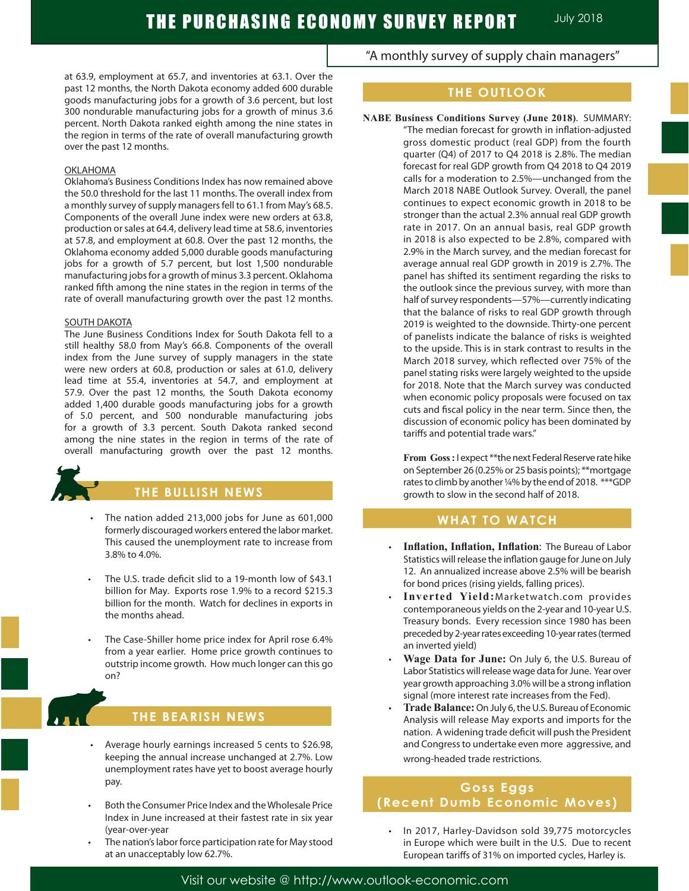at 63.9, employment at 65.7, and inventories at 63.1. Over the past 12 months, the North Dakota economy added 600 durable goods manufacturing jobs for a growth of 3.6 percent, but lost 300 nondurable manufacturing jobs for a growth of minus 3.6 percent. North Dakota ranked eighth among the nine states in the region in terms of the rate of overall manufacturing growth over the past 12 months.

OKLAHOMA

Oklahoma's Business Conditions Index has now remained above the 50.0 threshold for the last 11 months. The overall index from a monthly survey of supply managers fell to 61.1 from May's 68.5. Components of the overall June index were new orders at 63.8, production or sales at 64.4, delivery lead time at 58.6, inventories at 57.8, and employment at 60.8. Over the past 12 months, the Oklahoma economy added 5,000 durable goods manufacturing jobs for a growth of 5.7 percent, but lost 1,500 nondurable manufacturing jobs for a growth of minus 3.3 percent. Oklahoma ranked fifth among the nine states in the region in terms of the rate of overall manufacturing growth over the past 12 months.

SOUTH DAKOTA

The June Business Conditions Index for South Dakota fell to a still healthy 58.0 from May's 66.8. Components of the overall index from the June survey of supply managers in the state were new orders at 60.8, production or sales at 61.0, delivery lead time at 55.4, inventories at 54.7, and employment at 57.9. Over the past 12 months, the South Dakota economy added 1,400 durable goods manufacturing jobs for a growth of 5.0 percent, and 500 nondurable manufacturing jobs for a growth of 3.3 percent. South Dakota ranked second among the nine states in the region in terms of the rate of overall manufacturing growth over the past 12 months.

## THE BULLISH NEWS

- The nation added 213,000 jobs for June as 601,000 formerly discouraged workers entered the labor market. This caused the unemployment rate to increase from 3.8% to 4.0%.
- The U.S. trade deficit slid to a 19-month low of $43.1 billion for May. Exports rose 1.9% to a record $215.3 billion for the month. Watch for declines in exports in the months ahead.
- The Case-Shiller home price index for April rose 6.4% from a year earlier. Home price growth continues to outstrip income growth. How much longer can this go on?

## THE BEARISH NEWS

- Average hourly earnings increased 5 cents to $26.98, keeping the annual increase unchanged at 2.7%. Low unemployment rates have yet to boost average hourly pay.
- Both the Consumer Price Index and the Wholesale Price Index in June increased at their fastest rate in six year (year-over-year
- The nation's labor force participation rate for May stood at an unacceptably low 62.7%.

## THE OUTLOOK

**NABE Business Conditions Survey (June 2018)**. SUMMARY: "The median forecast for growth in inflation-adjusted gross domestic product (real GDP) from the fourth quarter (Q4) of 2017 to Q4 2018 is 2.8%. The median forecast for real GDP growth from Q4 2018 to Q4 2019 calls for a moderation to 2.5%—unchanged from the March 2018 NABE Outlook Survey. Overall, the panel continues to expect economic growth in 2018 to be stronger than the actual 2.3% annual real GDP growth rate in 2017. On an annual basis, real GDP growth in 2018 is also expected to be 2.8%, compared with 2.9% in the March survey, and the median forecast for average annual real GDP growth in 2019 is 2.7%. The panel has shifted its sentiment regarding the risks to the outlook since the previous survey, with more than half of survey respondents—57%—currently indicating that the balance of risks to real GDP growth through 2019 is weighted to the downside. Thirty-one percent of panelists indicate the balance of risks is weighted to the upside. This is in stark contrast to results in the March 2018 survey, which reflected over 75% of the panel stating risks were largely weighted to the upside for 2018. Note that the March survey was conducted when economic policy proposals were focused on tax cuts and fiscal policy in the near term. Since then, the discussion of economic policy has been dominated by tariffs and potential trade wars."

**From Goss:** I expect **the next Federal Reserve rate hike on September 26 (0.25% or 25 basis points); **mortgage rates to climb by another ¼% by the end of 2018. ***GDP growth to slow in the second half of 2018.

## WHAT TO WATCH

- **Inflation, Inflation, Inflation**: The Bureau of Labor Statistics will release the inflation gauge for June on July 12. An annualized increase above 2.5% will be bearish for bond prices (rising yields, falling prices).
- **Inverted Yield:** Marketwatch.com provides contemporaneous yields on the 2-year and 10-year U.S. Treasury bonds. Every recession since 1980 has been preceded by 2-year rates exceeding 10-year rates (termed an inverted yield)
- **Wage Data for June:** On July 6, the U.S. Bureau of Labor Statistics will release wage data for June. Year over year growth approaching 3.0% will be a strong inflation signal (more interest rate increases from the Fed).
- **Trade Balance:** On July 6, the U.S. Bureau of Economic Analysis will release May exports and imports for the nation. A widening trade deficit will push the President and Congress to undertake even more aggressive, and wrong-headed trade restrictions.

## Goss Eggs (Recent Dumb Economic Moves)

- In 2017, Harley-Davidson sold 39,775 motorcycles in Europe which were built in the U.S. Due to recent European tariffs of 31% on imported cycles, Harley is.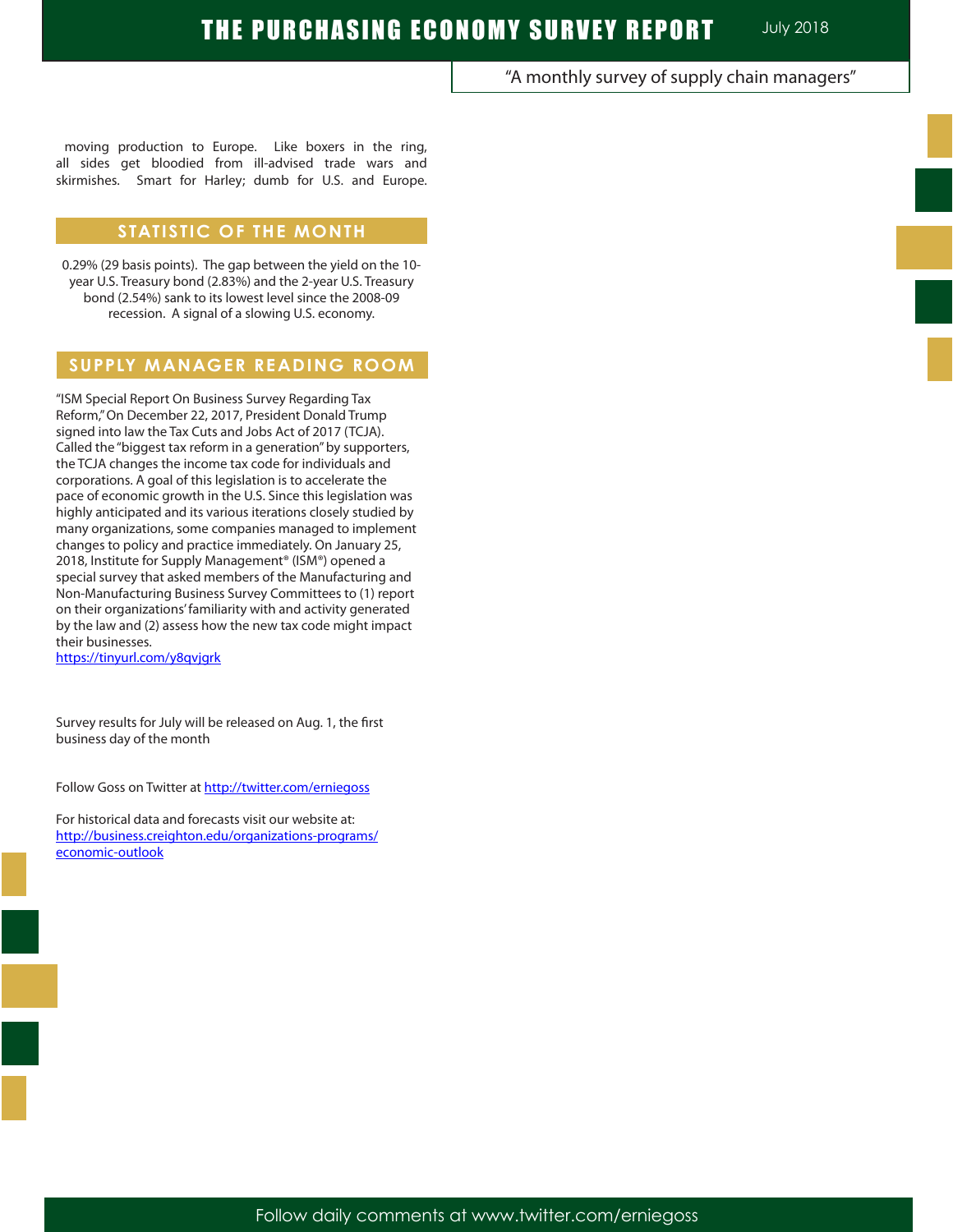moving production to Europe. Like boxers in the ring, all sides get bloodied from ill-advised trade wars and skirmishes. Smart for Harley; dumb for U.S. and Europe.

## STATISTIC OF THE MONTH

0.29% (29 basis points). The gap between the yield on the 10-year U.S. Treasury bond (2.83%) and the 2-year U.S. Treasury bond (2.54%) sank to its lowest level since the 2008-09 recession. A signal of a slowing U.S. economy.

## SUPPLY MANAGER READING ROOM

"ISM Special Report On Business Survey Regarding Tax Reform," On December 22, 2017, President Donald Trump signed into law the Tax Cuts and Jobs Act of 2017 (TCJA). Called the "biggest tax reform in a generation" by supporters, the TCJA changes the income tax code for individuals and corporations. A goal of this legislation is to accelerate the pace of economic growth in the U.S. Since this legislation was highly anticipated and its various iterations closely studied by many organizations, some companies managed to implement changes to policy and practice immediately. On January 25, 2018, Institute for Supply Management® (ISM®) opened a special survey that asked members of the Manufacturing and Non-Manufacturing Business Survey Committees to (1) report on their organizations' familiarity with and activity generated by the law and (2) assess how the new tax code might impact their businesses.
https://tinyurl.com/y8qvjgrk

Survey results for July will be released on Aug. 1, the first business day of the month

Follow Goss on Twitter at http://twitter.com/erniegoss

For historical data and forecasts visit our website at:
http://business.creighton.edu/organizations-programs/economic-outlook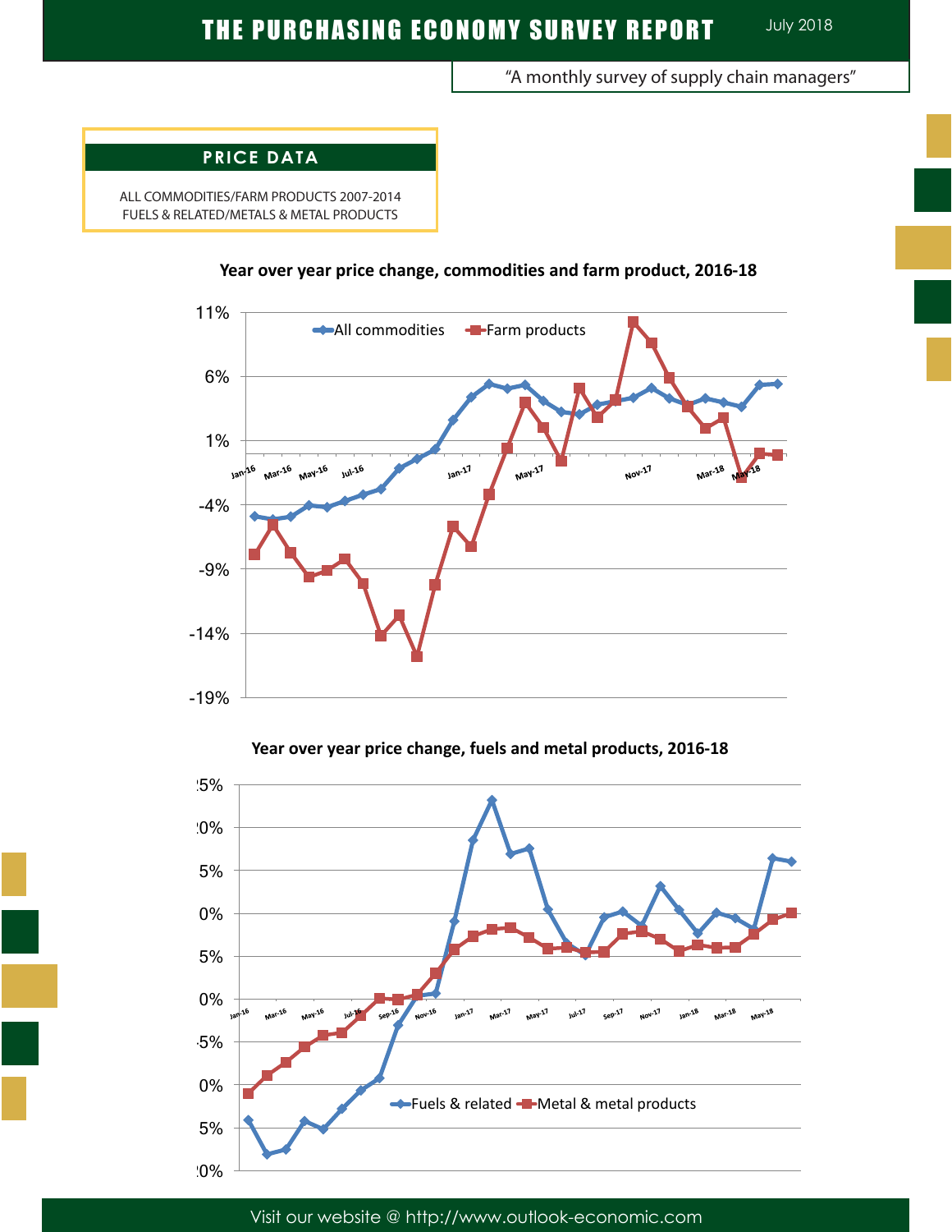# THE PURCHASING ECONOMY SURVEY REPORT

July 2018

"A monthly survey of supply chain managers"

## PRICE DATA

ALL COMMODITIES/FARM PRODUCTS 2007-2014
FUELS & RELATED/METALS & METAL PRODUCTS

**Year over year price change, commodities and farm product, 2016-18**

11%
6%
1%
-4%
-9%
-14%
-19%

All commodities
Farm products

Jan-16 Mar-16 May-16 Jul-16 Jan-17 May-17 Nov-17 Mar-18 May-18

**Year over year price change, fuels and metal products, 2016-18**

25%
20%
5%
0%
5%
0%
5%
0%
5%
20%

Jan-16 Mar-16 May-16 Jul-16 Sep-16 Nov-16 Jan-17 Mar-17 May-17 Jul-17 Sep-17 Nov-17 Jan-18 Mar-18 May-18

Fuels & related
Metal & metal products

Visit our website @ http://www.outlook-economic.com